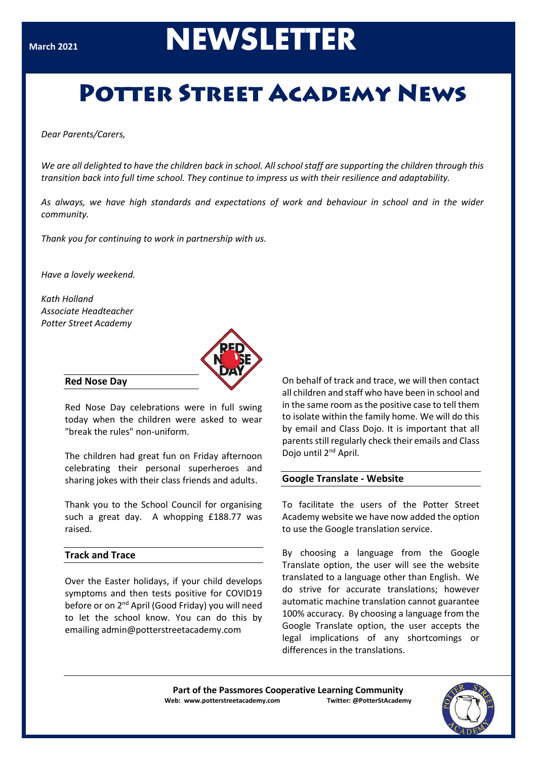March 2021

# NEWSLETTER

# Potter Street Academy News

*Dear Parents/Carers,*

*We are all delighted to have the children back in school. All school staff are supporting the children through this transition back into full time school. They continue to impress us with their resilience and adaptability.*

*As always, we have high standards and expectations of work and behaviour in school and in the wider community.*

*Thank you for continuing to work in partnership with us.*

*Have a lovely weekend.*

*Kath Holland*
*Associate Headteacher*
*Potter Street Academy*

## Red Nose Day

Red Nose Day celebrations were in full swing today when the children were asked to wear "break the rules" non-uniform.

The children had great fun on Friday afternoon celebrating their personal superheroes and sharing jokes with their class friends and adults.

Thank you to the School Council for organising such a great day. A whopping £188.77 was raised.

## Track and Trace

Over the Easter holidays, if your child develops symptoms and then tests positive for COVID19 before or on 2nd April (Good Friday) you will need to let the school know. You can do this by emailing admin@potterstreetacademy.com

On behalf of track and trace, we will then contact all children and staff who have been in school and in the same room as the positive case to tell them to isolate within the family home. We will do this by email and Class Dojo. It is important that all parents still regularly check their emails and Class Dojo until 2nd April.

## Google Translate - Website

To facilitate the users of the Potter Street Academy website we have now added the option to use the Google translation service.

By choosing a language from the Google Translate option, the user will see the website translated to a language other than English. We do strive for accurate translations; however automatic machine translation cannot guarantee 100% accuracy. By choosing a language from the Google Translate option, the user accepts the legal implications of any shortcomings or differences in the translations.

**Part of the Passmores Cooperative Learning Community**
**Web: www.potterstreetacademy.com** **Twitter: @PotterStAcademy**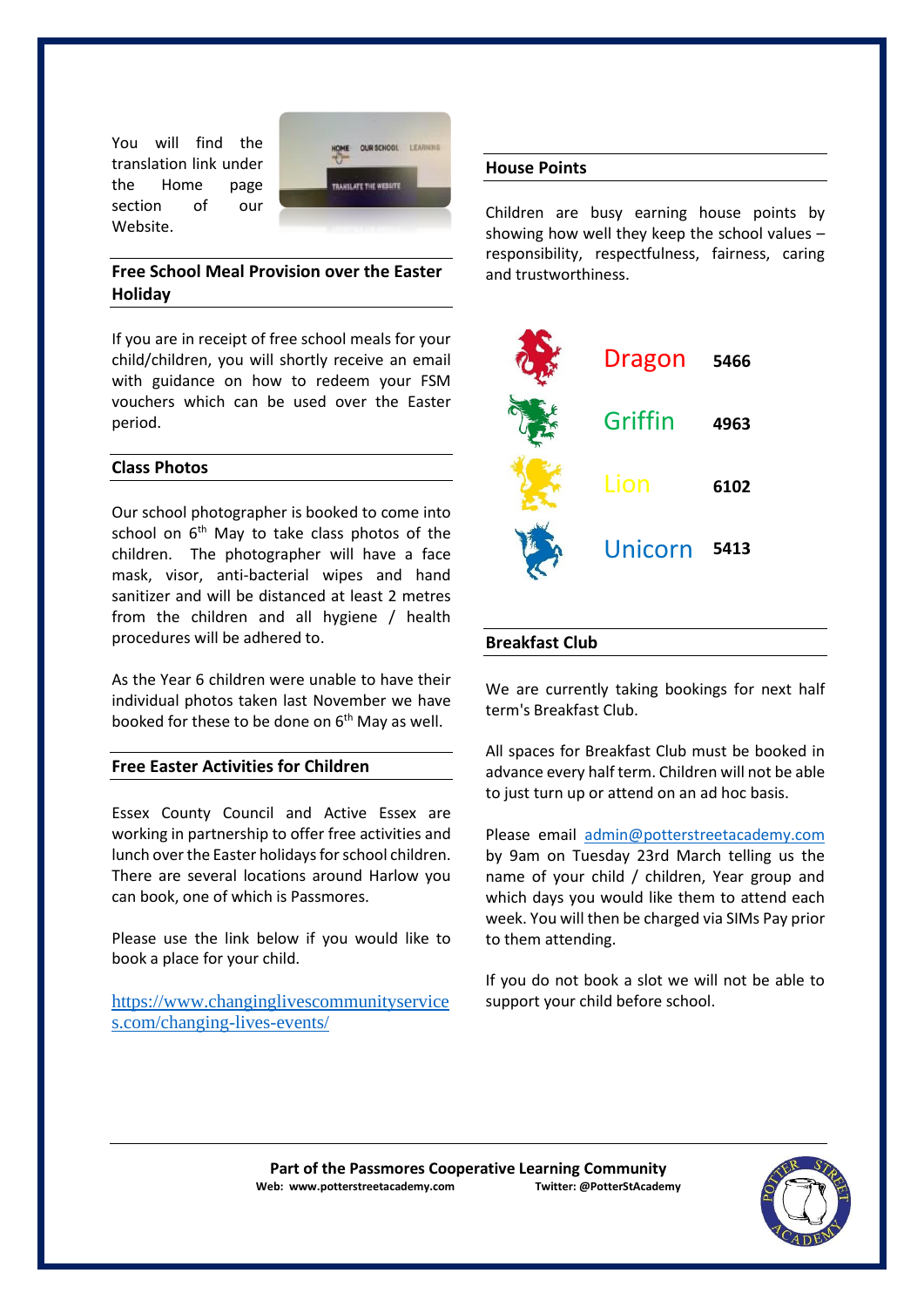You will find the translation link under the Home page section of our Website.

## Free School Meal Provision over the Easter Holiday

If you are in receipt of free school meals for your child/children, you will shortly receive an email with guidance on how to redeem your FSM vouchers which can be used over the Easter period.

## Class Photos

Our school photographer is booked to come into school on 6th May to take class photos of the children. The photographer will have a face mask, visor, anti-bacterial wipes and hand sanitizer and will be distanced at least 2 metres from the children and all hygiene / health procedures will be adhered to.

As the Year 6 children were unable to have their individual photos taken last November we have booked for these to be done on 6th May as well.

## Free Easter Activities for Children

Essex County Council and Active Essex are working in partnership to offer free activities and lunch over the Easter holidays for school children. There are several locations around Harlow you can book, one of which is Passmores.

Please use the link below if you would like to book a place for your child.

https://www.changinglivescommunityservices.com/changing-lives-events/

## House Points

Children are busy earning house points by showing how well they keep the school values – responsibility, respectfulness, fairness, caring and trustworthiness.

| House | Points |
| --- | --- |
| Dragon | 5466 |
| Griffin | 4963 |
| Lion | 6102 |
| Unicorn | 5413 |

## Breakfast Club

We are currently taking bookings for next half term's Breakfast Club.

All spaces for Breakfast Club must be booked in advance every half term. Children will not be able to just turn up or attend on an ad hoc basis.

Please email admin@potterstreetacademy.com by 9am on Tuesday 23rd March telling us the name of your child / children, Year group and which days you would like them to attend each week. You will then be charged via SIMs Pay prior to them attending.

If you do not book a slot we will not be able to support your child before school.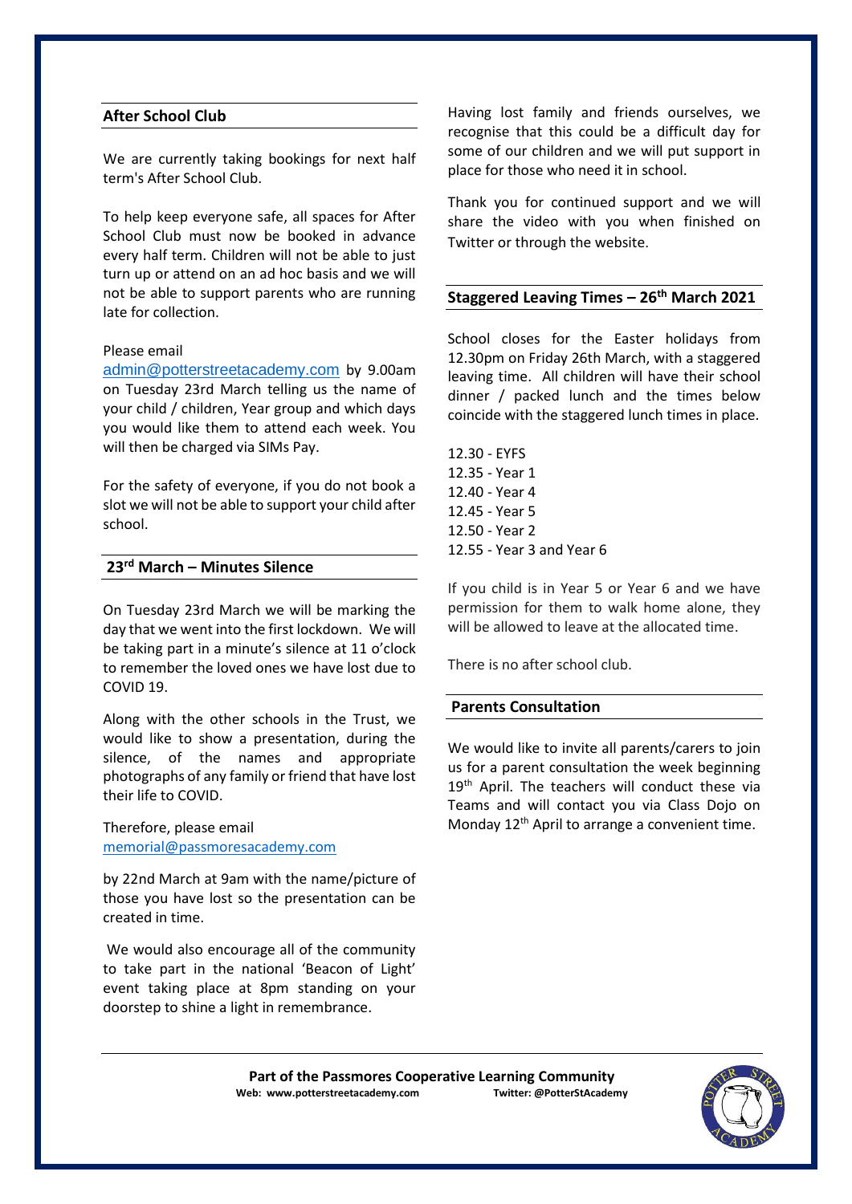## After School Club

We are currently taking bookings for next half term's After School Club.

To help keep everyone safe, all spaces for After School Club must now be booked in advance every half term. Children will not be able to just turn up or attend on an ad hoc basis and we will not be able to support parents who are running late for collection.

Please email admin@potterstreetacademy.com by 9.00am on Tuesday 23rd March telling us the name of your child / children, Year group and which days you would like them to attend each week. You will then be charged via SIMs Pay.

For the safety of everyone, if you do not book a slot we will not be able to support your child after school.

## 23rd March – Minutes Silence

On Tuesday 23rd March we will be marking the day that we went into the first lockdown. We will be taking part in a minute's silence at 11 o'clock to remember the loved ones we have lost due to COVID 19.

Along with the other schools in the Trust, we would like to show a presentation, during the silence, of the names and appropriate photographs of any family or friend that have lost their life to COVID.

Therefore, please email memorial@passmoresacademy.com

by 22nd March at 9am with the name/picture of those you have lost so the presentation can be created in time.

We would also encourage all of the community to take part in the national 'Beacon of Light' event taking place at 8pm standing on your doorstep to shine a light in remembrance.

Having lost family and friends ourselves, we recognise that this could be a difficult day for some of our children and we will put support in place for those who need it in school.

Thank you for continued support and we will share the video with you when finished on Twitter or through the website.

## Staggered Leaving Times – 26th March 2021

School closes for the Easter holidays from 12.30pm on Friday 26th March, with a staggered leaving time. All children will have their school dinner / packed lunch and the times below coincide with the staggered lunch times in place.

12.30 - EYFS
12.35 - Year 1
12.40 - Year 4
12.45 - Year 5
12.50 - Year 2
12.55 - Year 3 and Year 6

If you child is in Year 5 or Year 6 and we have permission for them to walk home alone, they will be allowed to leave at the allocated time.

There is no after school club.

## Parents Consultation

We would like to invite all parents/carers to join us for a parent consultation the week beginning 19th April. The teachers will conduct these via Teams and will contact you via Class Dojo on Monday 12th April to arrange a convenient time.

**Part of the Passmores Cooperative Learning Community**
**Web: www.potterstreetacademy.com Twitter: @PotterStAcademy**